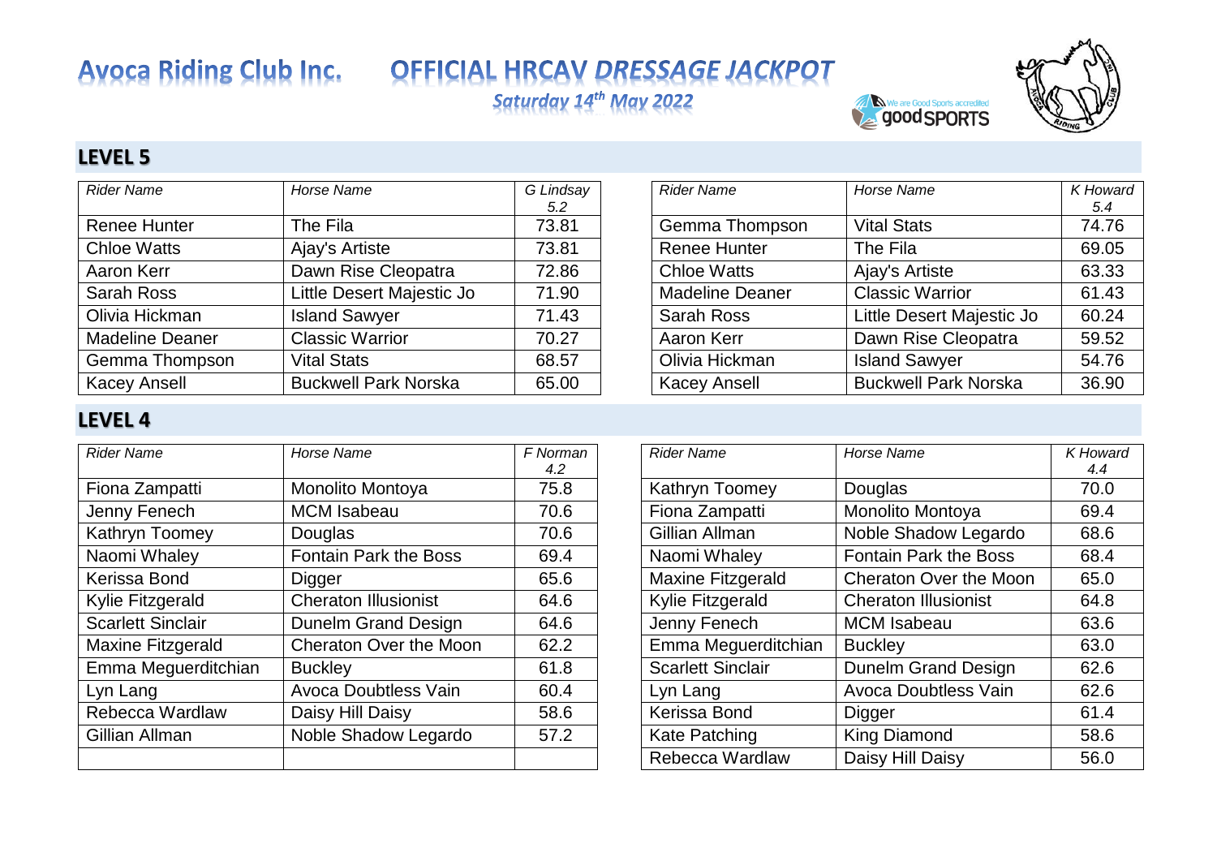# Avoca Riding Club Inc. OFFICIAL HRCAV *DRESSAGE JACKPOT*

*Saturday 14th May 2022*

We are Good Sports accredited goodSPORTS

## LEVEL 5

| *Rider Name* | *Horse Name* | *G Lindsay 5.2* |
|---|---|---|
| Renee Hunter | The Fila | 73.81 |
| Chloe Watts | Ajay's Artiste | 73.81 |
| Aaron Kerr | Dawn Rise Cleopatra | 72.86 |
| Sarah Ross | Little Desert Majestic Jo | 71.90 |
| Olivia Hickman | Island Sawyer | 71.43 |
| Madeline Deaner | Classic Warrior | 70.27 |
| Gemma Thompson | Vital Stats | 68.57 |
| Kacey Ansell | Buckwell Park Norska | 65.00 |

| *Rider Name* | *Horse Name* | *K Howard 5.4* |
|---|---|---|
| Gemma Thompson | Vital Stats | 74.76 |
| Renee Hunter | The Fila | 69.05 |
| Chloe Watts | Ajay's Artiste | 63.33 |
| Madeline Deaner | Classic Warrior | 61.43 |
| Sarah Ross | Little Desert Majestic Jo | 60.24 |
| Aaron Kerr | Dawn Rise Cleopatra | 59.52 |
| Olivia Hickman | Island Sawyer | 54.76 |
| Kacey Ansell | Buckwell Park Norska | 36.90 |

## LEVEL 4

| *Rider Name* | *Horse Name* | *F Norman 4.2* |
|---|---|---|
| Fiona Zampatti | Monolito Montoya | 75.8 |
| Jenny Fenech | MCM Isabeau | 70.6 |
| Kathryn Toomey | Douglas | 70.6 |
| Naomi Whaley | Fontain Park the Boss | 69.4 |
| Kerissa Bond | Digger | 65.6 |
| Kylie Fitzgerald | Cheraton Illusionist | 64.6 |
| Scarlett Sinclair | Dunelm Grand Design | 64.6 |
| Maxine Fitzgerald | Cheraton Over the Moon | 62.2 |
| Emma Meguerditchian | Buckley | 61.8 |
| Lyn Lang | Avoca Doubtless Vain | 60.4 |
| Rebecca Wardlaw | Daisy Hill Daisy | 58.6 |
| Gillian Allman | Noble Shadow Legardo | 57.2 |
| | | |

| *Rider Name* | *Horse Name* | *K Howard 4.4* |
|---|---|---|
| Kathryn Toomey | Douglas | 70.0 |
| Fiona Zampatti | Monolito Montoya | 69.4 |
| Gillian Allman | Noble Shadow Legardo | 68.6 |
| Naomi Whaley | Fontain Park the Boss | 68.4 |
| Maxine Fitzgerald | Cheraton Over the Moon | 65.0 |
| Kylie Fitzgerald | Cheraton Illusionist | 64.8 |
| Jenny Fenech | MCM Isabeau | 63.6 |
| Emma Meguerditchian | Buckley | 63.0 |
| Scarlett Sinclair | Dunelm Grand Design | 62.6 |
| Lyn Lang | Avoca Doubtless Vain | 62.6 |
| Kerissa Bond | Digger | 61.4 |
| Kate Patching | King Diamond | 58.6 |
| Rebecca Wardlaw | Daisy Hill Daisy | 56.0 |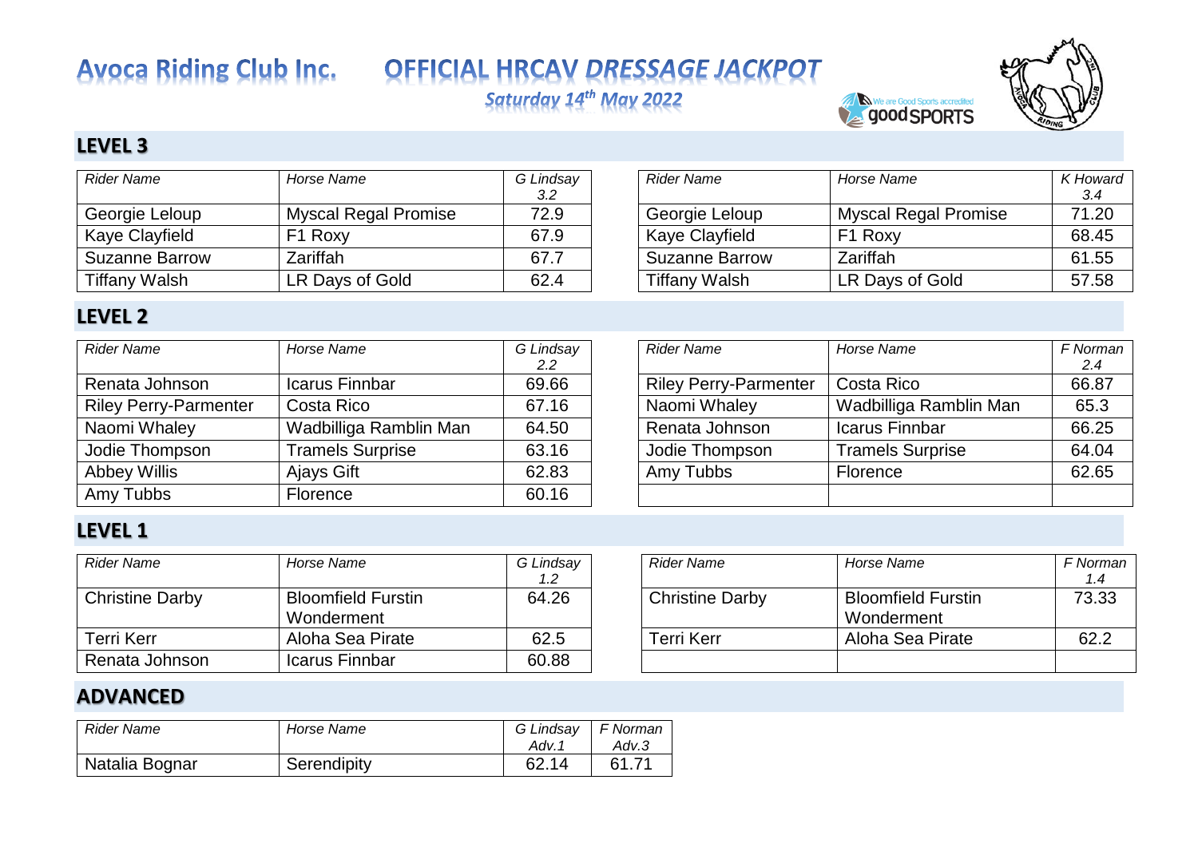# Avoca Riding Club Inc. OFFICIAL HRCAV *DRESSAGE JACKPOT*

*Saturday 14th May 2022*

We are Good Sports accredited goodSPORTS

## LEVEL 3

| *Rider Name* | *Horse Name* | *G Lindsay 3.2* |
|---|---|---|
| Georgie Leloup | Myscal Regal Promise | 72.9 |
| Kaye Clayfield | F1 Roxy | 67.9 |
| Suzanne Barrow | Zariffah | 67.7 |
| Tiffany Walsh | LR Days of Gold | 62.4 |

| *Rider Name* | *Horse Name* | *K Howard 3.4* |
|---|---|---|
| Georgie Leloup | Myscal Regal Promise | 71.20 |
| Kaye Clayfield | F1 Roxy | 68.45 |
| Suzanne Barrow | Zariffah | 61.55 |
| Tiffany Walsh | LR Days of Gold | 57.58 |

## LEVEL 2

| *Rider Name* | *Horse Name* | *G Lindsay 2.2* |
|---|---|---|
| Renata Johnson | Icarus Finnbar | 69.66 |
| Riley Perry-Parmenter | Costa Rico | 67.16 |
| Naomi Whaley | Wadbilliga Ramblin Man | 64.50 |
| Jodie Thompson | Tramels Surprise | 63.16 |
| Abbey Willis | Ajays Gift | 62.83 |
| Amy Tubbs | Florence | 60.16 |

| *Rider Name* | *Horse Name* | *F Norman 2.4* |
|---|---|---|
| Riley Perry-Parmenter | Costa Rico | 66.87 |
| Naomi Whaley | Wadbilliga Ramblin Man | 65.3 |
| Renata Johnson | Icarus Finnbar | 66.25 |
| Jodie Thompson | Tramels Surprise | 64.04 |
| Amy Tubbs | Florence | 62.65 |
| | | |

## LEVEL 1

| *Rider Name* | *Horse Name* | *G Lindsay 1.2* |
|---|---|---|
| Christine Darby | Bloomfield Furstin Wonderment | 64.26 |
| Terri Kerr | Aloha Sea Pirate | 62.5 |
| Renata Johnson | Icarus Finnbar | 60.88 |

| *Rider Name* | *Horse Name* | *F Norman 1.4* |
|---|---|---|
| Christine Darby | Bloomfield Furstin Wonderment | 73.33 |
| Terri Kerr | Aloha Sea Pirate | 62.2 |
| | | |

## ADVANCED

| *Rider Name* | *Horse Name* | *G Lindsay Adv.1* | *F Norman Adv.3* |
|---|---|---|---|
| Natalia Bognar | Serendipity | 62.14 | 61.71 |